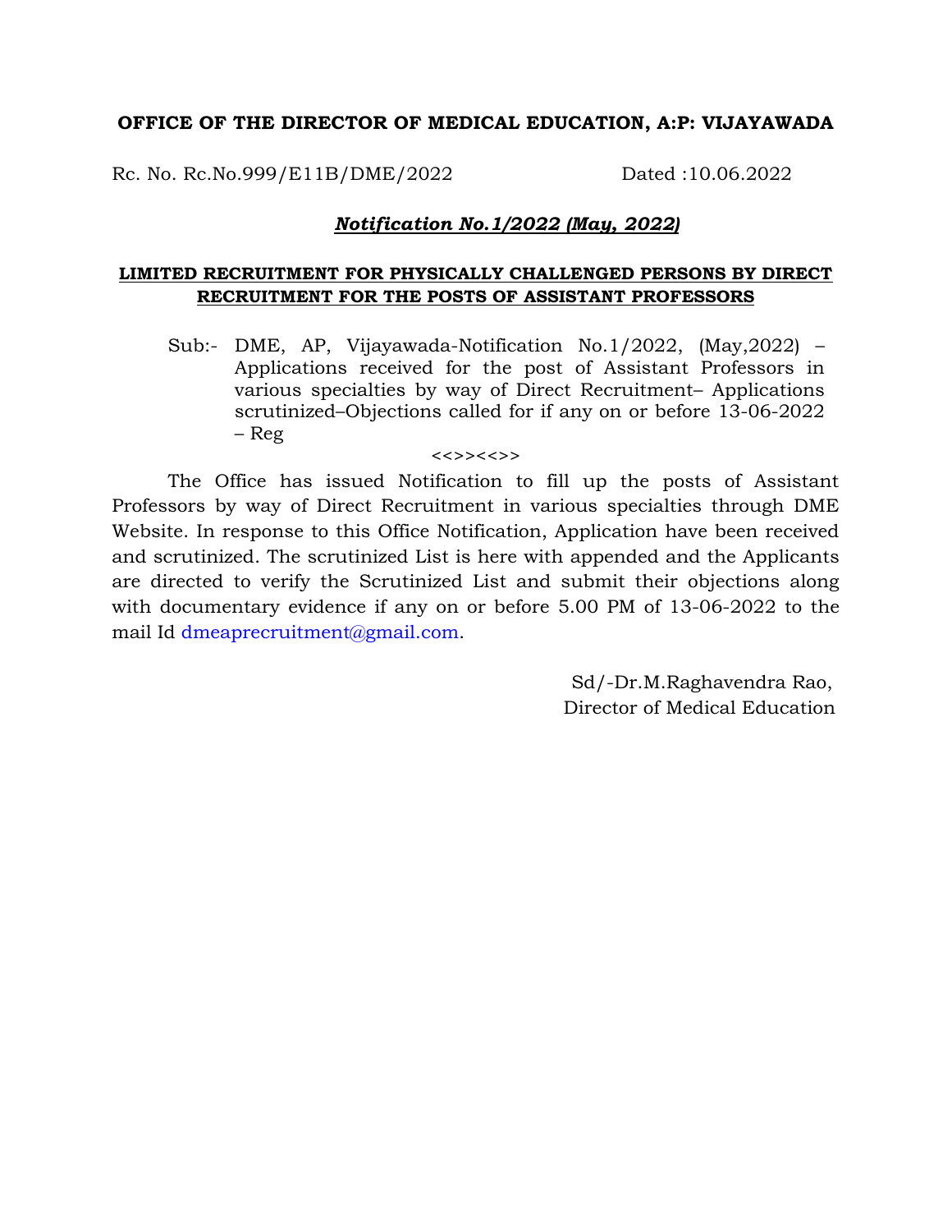**OFFICE OF THE DIRECTOR OF MEDICAL EDUCATION, A:P: VIJAYAWADA**

Rc. No. Rc.No.999/E11B/DME/2022 Dated :10.06.2022

***Notification No.1/2022 (May, 2022)***

**LIMITED RECRUITMENT FOR PHYSICALLY CHALLENGED PERSONS BY DIRECT RECRUITMENT FOR THE POSTS OF ASSISTANT PROFESSORS**

Sub:- DME, AP, Vijayawada-Notification No.1/2022, (May,2022) – Applications received for the post of Assistant Professors in various specialties by way of Direct Recruitment– Applications scrutinized–Objections called for if any on or before 13-06-2022 – Reg

<<>><<>>

The Office has issued Notification to fill up the posts of Assistant Professors by way of Direct Recruitment in various specialties through DME Website. In response to this Office Notification, Application have been received and scrutinized. The scrutinized List is here with appended and the Applicants are directed to verify the Scrutinized List and submit their objections along with documentary evidence if any on or before 5.00 PM of 13-06-2022 to the mail Id dmeaprecruitment@gmail.com.

Sd/-Dr.M.Raghavendra Rao,
Director of Medical Education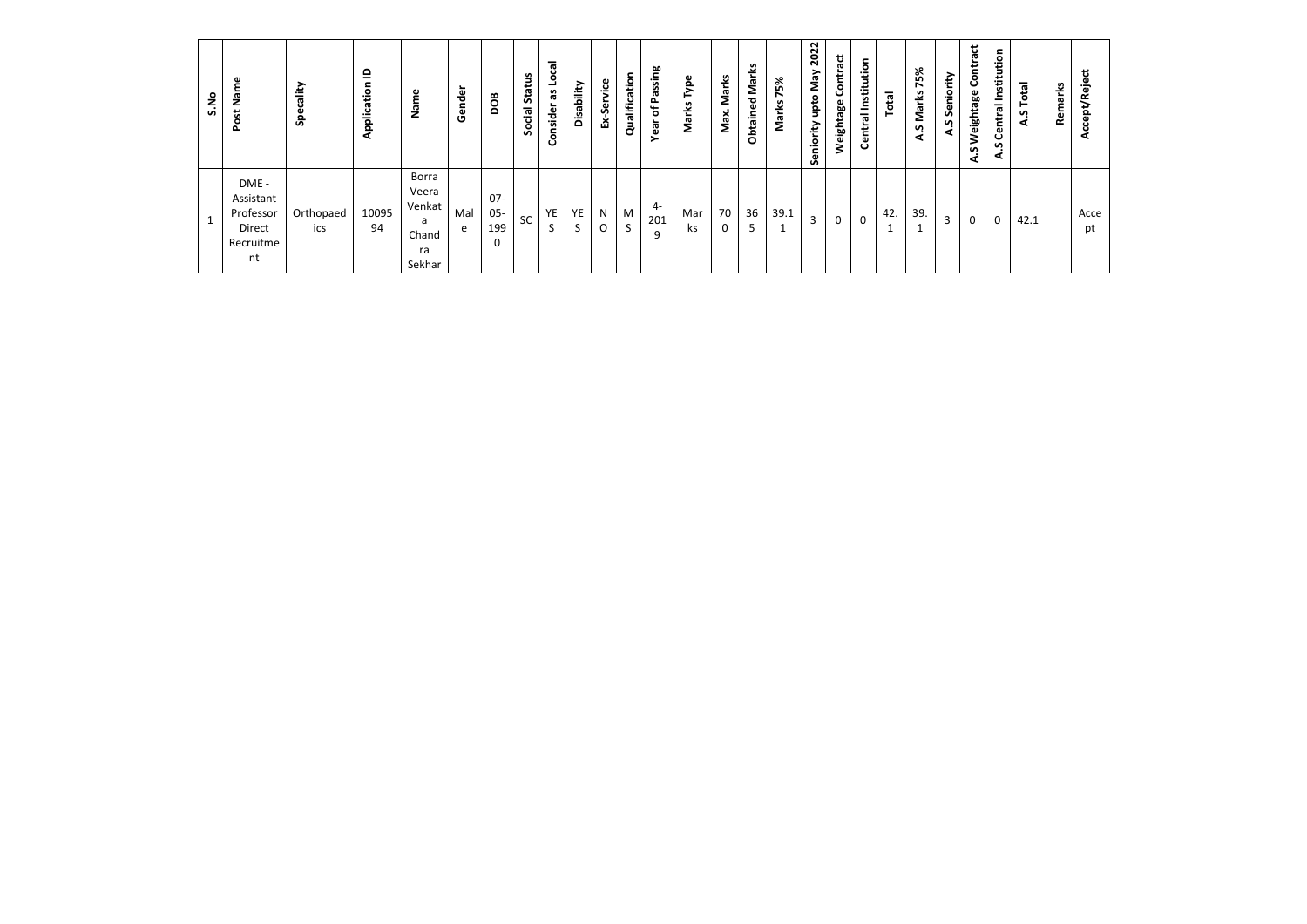| S.No | Post Name | Specality | Application ID | Name | Gender | DOB | Social Status | Consider as Local | Disability | Ex-Service | Qualification | Year of Passing | Marks Type | Max. Marks | Obtained Marks | Marks 75% | Seniority upto May 2022 | Weightage Contract | Central Institution | Total | A.S Marks 75% | A.S Seniority | A.S Weightage Contract | A.S Central Institution | A.S Total | Remarks | Accept/Reject |
|---|---|---|---|---|---|---|---|---|---|---|---|---|---|---|---|---|---|---|---|---|---|---|---|---|---|---|---|
| 1 | DME - Assistant Professor Direct Recruitment | Orthopaedics | 1009594 | Borra Veera Venkata Chandra Sekhar | Male | 07-05-1990 | SC | YES | YES | NO | MS | 4-2019 | Marks | 700 | 365 | 39.1 | 3 | 0 | 0 | 42.1 | 39.1 | 3 | 0 | 0 | 42.1 | | Accept |